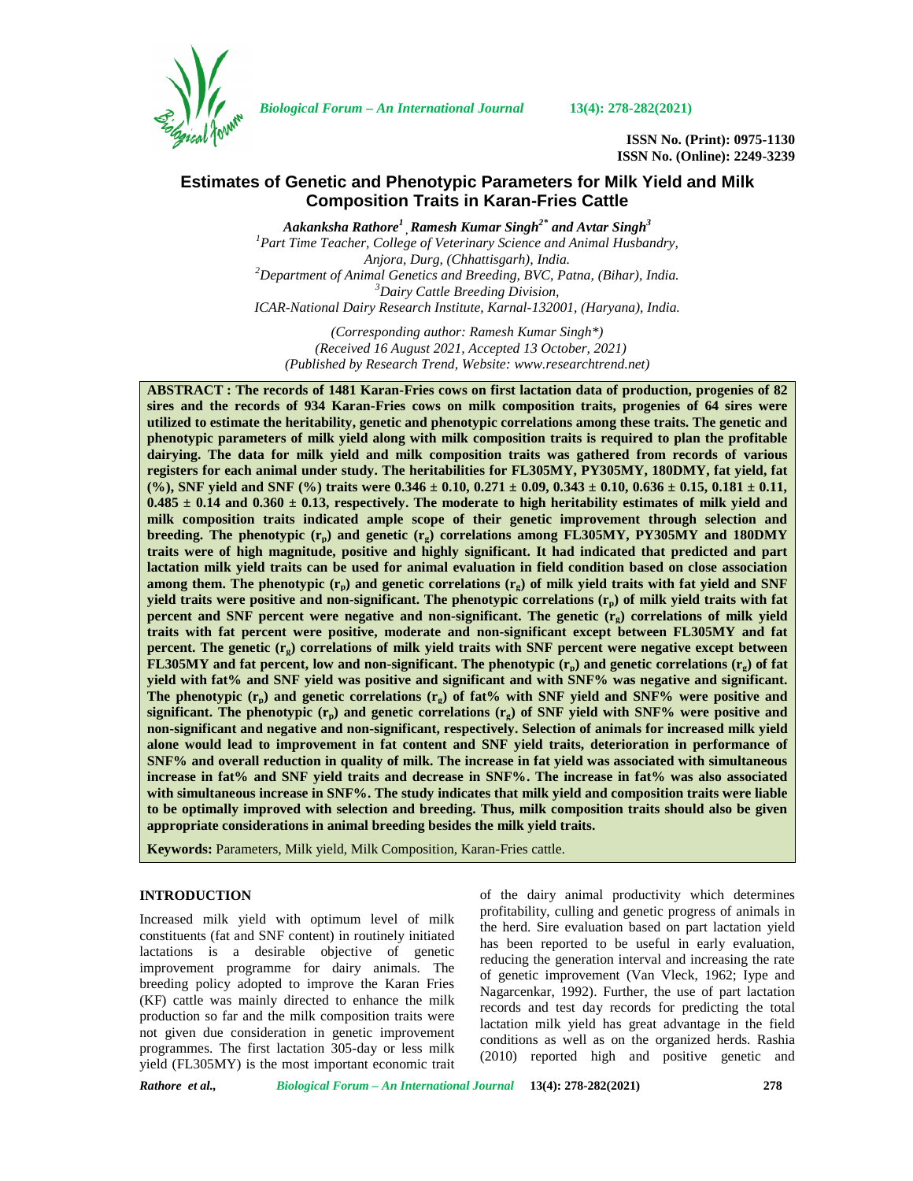# Estimates of Genetic and Phenotypic Parameters for Milk Yield and Milk Composition Traits in Karan-Fries Cattle

***Aakanksha Rathore[1], Ramesh Kumar Singh[2\*] and Avtar Singh[3]***

*[1]Part Time Teacher, College of Veterinary Science and Animal Husbandry, Anjora, Durg, (Chhattisgarh), India.*
*[2]Department of Animal Genetics and Breeding, BVC, Patna, (Bihar), India.*
*[3]Dairy Cattle Breeding Division, ICAR-National Dairy Research Institute, Karnal-132001, (Haryana), India.*

*(Corresponding author: Ramesh Kumar Singh\*)*
*(Received 16 August 2021, Accepted 13 October, 2021)*
*(Published by Research Trend, Website: www.researchtrend.net)*

**ABSTRACT : The records of 1481 Karan-Fries cows on first lactation data of production, progenies of 82 sires and the records of 934 Karan-Fries cows on milk composition traits, progenies of 64 sires were utilized to estimate the heritability, genetic and phenotypic correlations among these traits. The genetic and phenotypic parameters of milk yield along with milk composition traits is required to plan the profitable dairying. The data for milk yield and milk composition traits was gathered from records of various registers for each animal under study. The heritabilities for FL305MY, PY305MY, 180DMY, fat yield, fat (%), SNF yield and SNF (%) traits were 0.346 ± 0.10, 0.271 ± 0.09, 0.343 ± 0.10, 0.636 ± 0.15, 0.181 ± 0.11, 0.485 ± 0.14 and 0.360 ± 0.13, respectively. The moderate to high heritability estimates of milk yield and milk composition traits indicated ample scope of their genetic improvement through selection and breeding. The phenotypic ($r_p$) and genetic ($r_g$) correlations among FL305MY, PY305MY and 180DMY traits were of high magnitude, positive and highly significant. It had indicated that predicted and part lactation milk yield traits can be used for animal evaluation in field condition based on close association among them. The phenotypic ($r_p$) and genetic correlations ($r_g$) of milk yield traits with fat yield and SNF yield traits were positive and non-significant. The phenotypic correlations ($r_p$) of milk yield traits with fat percent and SNF percent were negative and non-significant. The genetic ($r_g$) correlations of milk yield traits with fat percent were positive, moderate and non-significant except between FL305MY and fat percent. The genetic ($r_g$) correlations of milk yield traits with SNF percent were negative except between FL305MY and fat percent, low and non-significant. The phenotypic ($r_p$) and genetic correlations ($r_g$) of fat yield with fat% and SNF yield was positive and significant and with SNF% was negative and significant. The phenotypic ($r_p$) and genetic correlations ($r_g$) of fat% with SNF yield and SNF% were positive and significant. The phenotypic ($r_p$) and genetic correlations ($r_g$) of SNF yield with SNF% were positive and non-significant and negative and non-significant, respectively. Selection of animals for increased milk yield alone would lead to improvement in fat content and SNF yield traits, deterioration in performance of SNF% and overall reduction in quality of milk. The increase in fat yield was associated with simultaneous increase in fat% and SNF yield traits and decrease in SNF%. The increase in fat% was also associated with simultaneous increase in SNF%. The study indicates that milk yield and composition traits were liable to be optimally improved with selection and breeding. Thus, milk composition traits should also be given appropriate considerations in animal breeding besides the milk yield traits.**

**Keywords:** Parameters, Milk yield, Milk Composition, Karan-Fries cattle.

## INTRODUCTION

Increased milk yield with optimum level of milk constituents (fat and SNF content) in routinely initiated lactations is a desirable objective of genetic improvement programme for dairy animals. The breeding policy adopted to improve the Karan Fries (KF) cattle was mainly directed to enhance the milk production so far and the milk composition traits were not given due consideration in genetic improvement programmes. The first lactation 305-day or less milk yield (FL305MY) is the most important economic trait of the dairy animal productivity which determines profitability, culling and genetic progress of animals in the herd. Sire evaluation based on part lactation yield has been reported to be useful in early evaluation, reducing the generation interval and increasing the rate of genetic improvement (Van Vleck, 1962; Iype and Nagarcenkar, 1992). Further, the use of part lactation records and test day records for predicting the total lactation milk yield has great advantage in the field conditions as well as on the organized herds. Rashia (2010) reported high and positive genetic and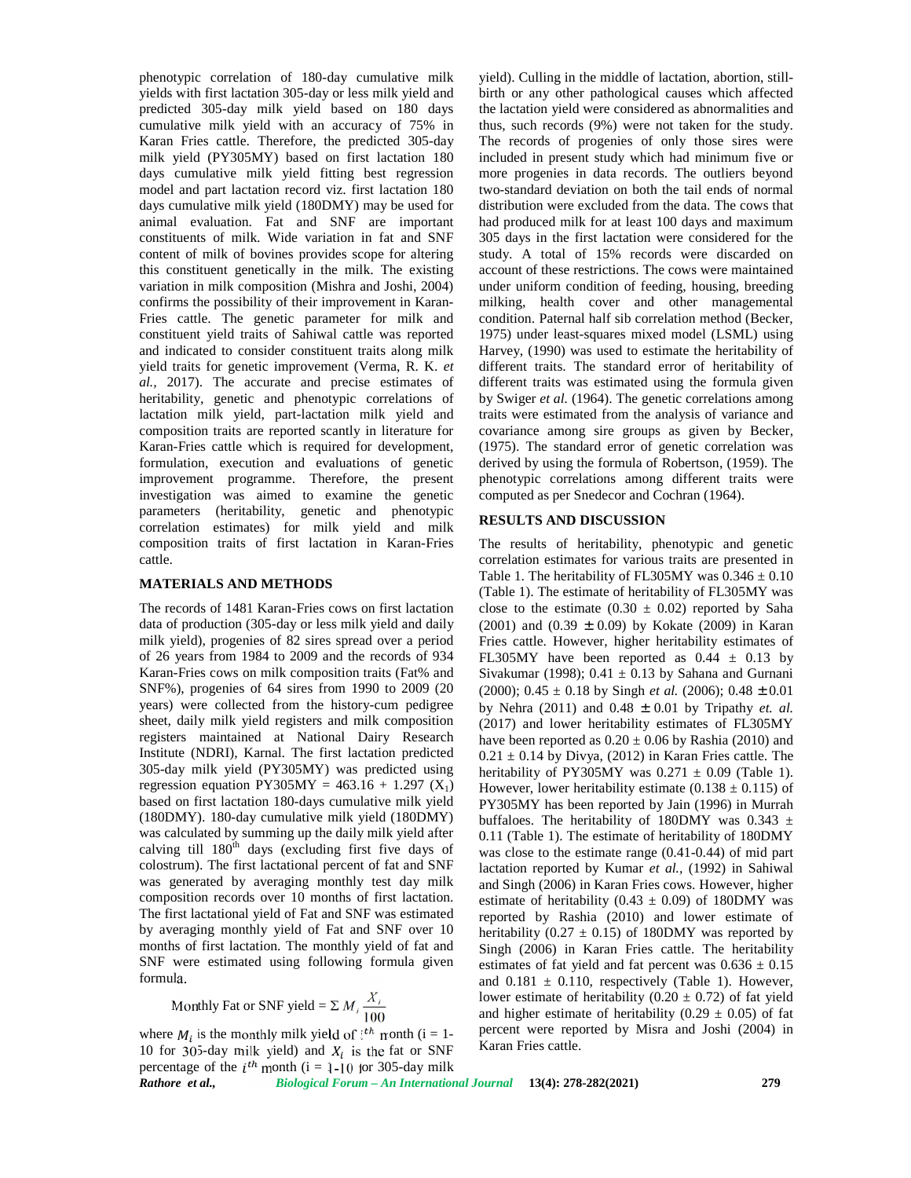phenotypic correlation of 180-day cumulative milk yields with first lactation 305-day or less milk yield and predicted 305-day milk yield based on 180 days cumulative milk yield with an accuracy of 75% in Karan Fries cattle. Therefore, the predicted 305-day milk yield (PY305MY) based on first lactation 180 days cumulative milk yield fitting best regression model and part lactation record viz. first lactation 180 days cumulative milk yield (180DMY) may be used for animal evaluation. Fat and SNF are important constituents of milk. Wide variation in fat and SNF content of milk of bovines provides scope for altering this constituent genetically in the milk. The existing variation in milk composition (Mishra and Joshi, 2004) confirms the possibility of their improvement in Karan-Fries cattle. The genetic parameter for milk and constituent yield traits of Sahiwal cattle was reported and indicated to consider constituent traits along milk yield traits for genetic improvement (Verma, R. K. *et al.,* 2017). The accurate and precise estimates of heritability, genetic and phenotypic correlations of lactation milk yield, part-lactation milk yield and composition traits are reported scantly in literature for Karan-Fries cattle which is required for development, formulation, execution and evaluations of genetic improvement programme. Therefore, the present investigation was aimed to examine the genetic parameters (heritability, genetic and phenotypic correlation estimates) for milk yield and milk composition traits of first lactation in Karan-Fries cattle.

## MATERIALS AND METHODS

The records of 1481 Karan-Fries cows on first lactation data of production (305-day or less milk yield and daily milk yield), progenies of 82 sires spread over a period of 26 years from 1984 to 2009 and the records of 934 Karan-Fries cows on milk composition traits (Fat% and SNF%), progenies of 64 sires from 1990 to 2009 (20 years) were collected from the history-cum pedigree sheet, daily milk yield registers and milk composition registers maintained at National Dairy Research Institute (NDRI), Karnal. The first lactation predicted 305-day milk yield (PY305MY) was predicted using regression equation PY305MY = 463.16 + 1.297 ($X_1$) based on first lactation 180-days cumulative milk yield (180DMY). 180-day cumulative milk yield (180DMY) was calculated by summing up the daily milk yield after calving till 180$^{th}$ days (excluding first five days of colostrum). The first lactational percent of fat and SNF was generated by averaging monthly test day milk composition records over 10 months of first lactation. The first lactational yield of Fat and SNF was estimated by averaging monthly yield of Fat and SNF over 10 months of first lactation. The monthly yield of fat and SNF were estimated using following formula given formula.

$$\text{Monthly Fat or SNF yield} = \Sigma\, M_i \frac{X_i}{100}$$

where $M_i$ is the monthly milk yield of $i^{th}$ month (i = 1-10 for 305-day milk yield) and $X_i$ is the fat or SNF percentage of the $i^{th}$ month (i = 1-10 for 305-day milk yield). Culling in the middle of lactation, abortion, still-birth or any other pathological causes which affected the lactation yield were considered as abnormalities and thus, such records (9%) were not taken for the study. The records of progenies of only those sires were included in present study which had minimum five or more progenies in data records. The outliers beyond two-standard deviation on both the tail ends of normal distribution were excluded from the data. The cows that had produced milk for at least 100 days and maximum 305 days in the first lactation were considered for the study. A total of 15% records were discarded on account of these restrictions. The cows were maintained under uniform condition of feeding, housing, breeding milking, health cover and other managemental condition. Paternal half sib correlation method (Becker, 1975) under least-squares mixed model (LSML) using Harvey, (1990) was used to estimate the heritability of different traits. The standard error of heritability of different traits was estimated using the formula given by Swiger *et al.* (1964). The genetic correlations among traits were estimated from the analysis of variance and covariance among sire groups as given by Becker, (1975). The standard error of genetic correlation was derived by using the formula of Robertson, (1959). The phenotypic correlations among different traits were computed as per Snedecor and Cochran (1964).

## RESULTS AND DISCUSSION

The results of heritability, phenotypic and genetic correlation estimates for various traits are presented in Table 1. The heritability of FL305MY was 0.346 ± 0.10 (Table 1). The estimate of heritability of FL305MY was close to the estimate (0.30 ± 0.02) reported by Saha (2001) and (0.39 ± 0.09) by Kokate (2009) in Karan Fries cattle. However, higher heritability estimates of FL305MY have been reported as 0.44 ± 0.13 by Sivakumar (1998); 0.41 ± 0.13 by Sahana and Gurnani (2000); 0.45 ± 0.18 by Singh *et al.* (2006); 0.48 ± 0.01 by Nehra (2011) and 0.48 ± 0.01 by Tripathy *et. al.* (2017) and lower heritability estimates of FL305MY have been reported as 0.20 ± 0.06 by Rashia (2010) and 0.21 ± 0.14 by Divya, (2012) in Karan Fries cattle. The heritability of PY305MY was 0.271 ± 0.09 (Table 1). However, lower heritability estimate (0.138 ± 0.115) of PY305MY has been reported by Jain (1996) in Murrah buffaloes. The heritability of 180DMY was 0.343 ± 0.11 (Table 1). The estimate of heritability of 180DMY was close to the estimate range (0.41-0.44) of mid part lactation reported by Kumar *et al.,* (1992) in Sahiwal and Singh (2006) in Karan Fries cows. However, higher estimate of heritability (0.43 ± 0.09) of 180DMY was reported by Rashia (2010) and lower estimate of heritability (0.27 ± 0.15) of 180DMY was reported by Singh (2006) in Karan Fries cattle. The heritability estimates of fat yield and fat percent was 0.636 ± 0.15 and 0.181 ± 0.110, respectively (Table 1). However, lower estimate of heritability (0.20 ± 0.72) of fat yield and higher estimate of heritability (0.29 ± 0.05) of fat percent were reported by Misra and Joshi (2004) in Karan Fries cattle.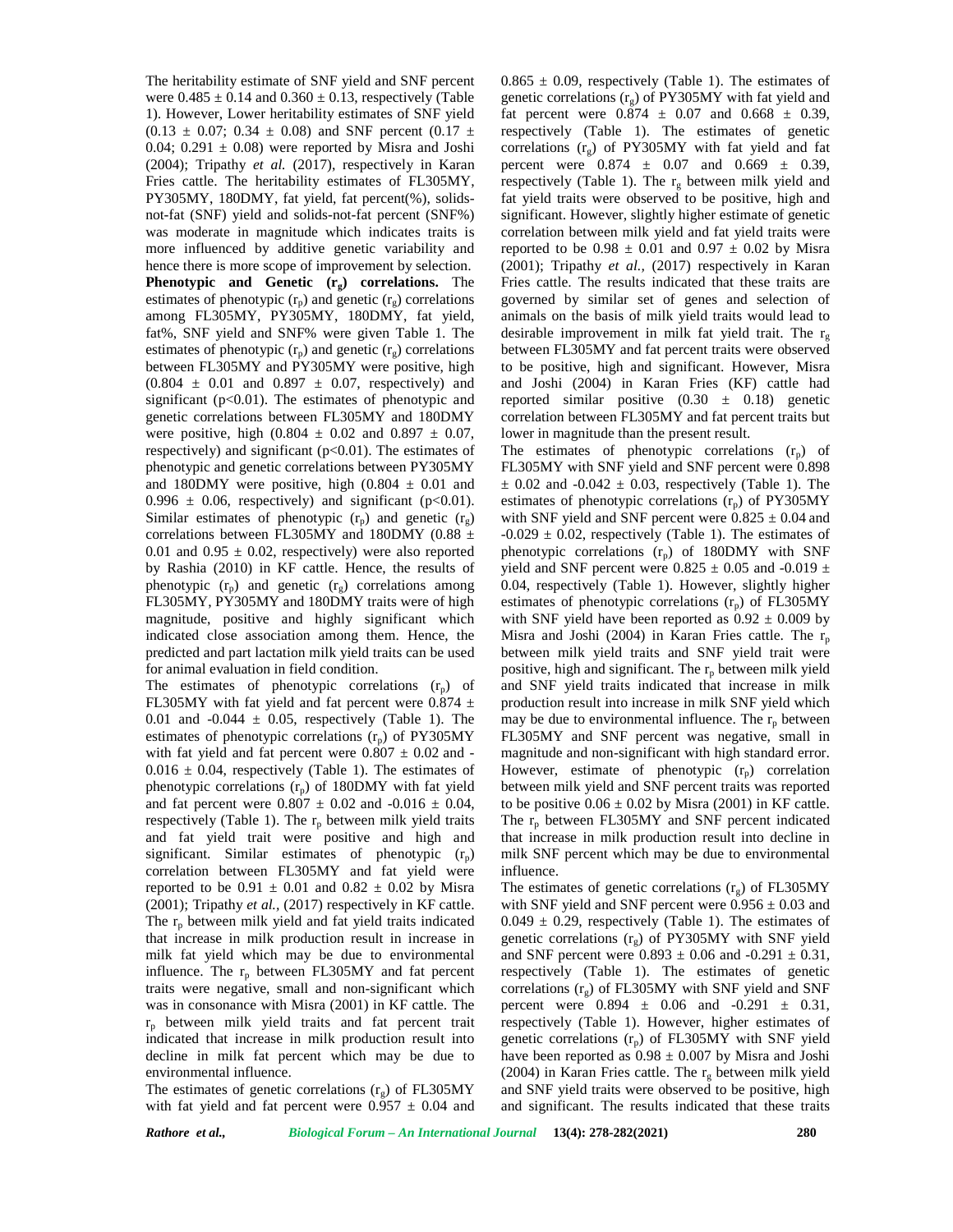The heritability estimate of SNF yield and SNF percent were $0.485 \pm 0.14$ and $0.360 \pm 0.13$, respectively (Table 1). However, Lower heritability estimates of SNF yield ($0.13 \pm 0.07$; $0.34 \pm 0.08$) and SNF percent ($0.17 \pm 0.04$; $0.291 \pm 0.08$) were reported by Misra and Joshi (2004); Tripathy *et al.* (2017), respectively in Karan Fries cattle. The heritability estimates of FL305MY, PY305MY, 180DMY, fat yield, fat percent(%), solids-not-fat (SNF) yield and solids-not-fat percent (SNF%) was moderate in magnitude which indicates traits is more influenced by additive genetic variability and hence there is more scope of improvement by selection.

**Phenotypic and Genetic ($r_g$) correlations.** The estimates of phenotypic ($r_p$) and genetic ($r_g$) correlations among FL305MY, PY305MY, 180DMY, fat yield, fat%, SNF yield and SNF% were given Table 1. The estimates of phenotypic ($r_p$) and genetic ($r_g$) correlations between FL305MY and PY305MY were positive, high ($0.804 \pm 0.01$ and $0.897 \pm 0.07$, respectively) and significant ($p<0.01$). The estimates of phenotypic and genetic correlations between FL305MY and 180DMY were positive, high ($0.804 \pm 0.02$ and $0.897 \pm 0.07$, respectively) and significant ($p<0.01$). The estimates of phenotypic and genetic correlations between PY305MY and 180DMY were positive, high ($0.804 \pm 0.01$ and $0.996 \pm 0.06$, respectively) and significant ($p<0.01$). Similar estimates of phenotypic ($r_p$) and genetic ($r_g$) correlations between FL305MY and 180DMY ($0.88 \pm 0.01$ and $0.95 \pm 0.02$, respectively) were also reported by Rashia (2010) in KF cattle. Hence, the results of phenotypic ($r_p$) and genetic ($r_g$) correlations among FL305MY, PY305MY and 180DMY traits were of high magnitude, positive and highly significant which indicated close association among them. Hence, the predicted and part lactation milk yield traits can be used for animal evaluation in field condition.

The estimates of phenotypic correlations ($r_p$) of FL305MY with fat yield and fat percent were $0.874 \pm 0.01$ and $-0.044 \pm 0.05$, respectively (Table 1). The estimates of phenotypic correlations ($r_p$) of PY305MY with fat yield and fat percent were $0.807 \pm 0.02$ and $-0.016 \pm 0.04$, respectively (Table 1). The estimates of phenotypic correlations ($r_p$) of 180DMY with fat yield and fat percent were $0.807 \pm 0.02$ and $-0.016 \pm 0.04$, respectively (Table 1). The $r_p$ between milk yield traits and fat yield trait were positive and high and significant. Similar estimates of phenotypic ($r_p$) correlation between FL305MY and fat yield were reported to be $0.91 \pm 0.01$ and $0.82 \pm 0.02$ by Misra (2001); Tripathy *et al.*, (2017) respectively in KF cattle. The $r_p$ between milk yield and fat yield traits indicated that increase in milk production result in increase in milk fat yield which may be due to environmental influence. The $r_p$ between FL305MY and fat percent traits were negative, small and non-significant which was in consonance with Misra (2001) in KF cattle. The $r_p$ between milk yield traits and fat percent trait indicated that increase in milk production result into decline in milk fat percent which may be due to environmental influence.

The estimates of genetic correlations ($r_g$) of FL305MY with fat yield and fat percent were $0.957 \pm 0.04$ and $0.865 \pm 0.09$, respectively (Table 1). The estimates of genetic correlations ($r_g$) of PY305MY with fat yield and fat percent were $0.874 \pm 0.07$ and $0.668 \pm 0.39$, respectively (Table 1). The estimates of genetic correlations ($r_g$) of PY305MY with fat yield and fat percent were $0.874 \pm 0.07$ and $0.669 \pm 0.39$, respectively (Table 1). The $r_g$ between milk yield and fat yield traits were observed to be positive, high and significant. However, slightly higher estimate of genetic correlation between milk yield and fat yield traits were reported to be $0.98 \pm 0.01$ and $0.97 \pm 0.02$ by Misra (2001); Tripathy *et al.*, (2017) respectively in Karan Fries cattle. The results indicated that these traits are governed by similar set of genes and selection of animals on the basis of milk yield traits would lead to desirable improvement in milk fat yield trait. The $r_g$ between FL305MY and fat percent traits were observed to be positive, high and significant. However, Misra and Joshi (2004) in Karan Fries (KF) cattle had reported similar positive ($0.30 \pm 0.18$) genetic correlation between FL305MY and fat percent traits but lower in magnitude than the present result.

The estimates of phenotypic correlations ($r_p$) of FL305MY with SNF yield and SNF percent were $0.898 \pm 0.02$ and $-0.042 \pm 0.03$, respectively (Table 1). The estimates of phenotypic correlations ($r_p$) of PY305MY with SNF yield and SNF percent were $0.825 \pm 0.04$ and $-0.029 \pm 0.02$, respectively (Table 1). The estimates of phenotypic correlations ($r_p$) of 180DMY with SNF yield and SNF percent were $0.825 \pm 0.05$ and $-0.019 \pm 0.04$, respectively (Table 1). However, slightly higher estimates of phenotypic correlations ($r_p$) of FL305MY with SNF yield have been reported as $0.92 \pm 0.009$ by Misra and Joshi (2004) in Karan Fries cattle. The $r_p$ between milk yield traits and SNF yield trait were positive, high and significant. The $r_p$ between milk yield and SNF yield traits indicated that increase in milk production result into increase in milk SNF yield which may be due to environmental influence. The $r_p$ between FL305MY and SNF percent was negative, small in magnitude and non-significant with high standard error. However, estimate of phenotypic ($r_p$) correlation between milk yield and SNF percent traits was reported to be positive $0.06 \pm 0.02$ by Misra (2001) in KF cattle. The $r_p$ between FL305MY and SNF percent indicated that increase in milk production result into decline in milk SNF percent which may be due to environmental influence.

The estimates of genetic correlations ($r_g$) of FL305MY with SNF yield and SNF percent were $0.956 \pm 0.03$ and $0.049 \pm 0.29$, respectively (Table 1). The estimates of genetic correlations ($r_g$) of PY305MY with SNF yield and SNF percent were $0.893 \pm 0.06$ and $-0.291 \pm 0.31$, respectively (Table 1). The estimates of genetic correlations ($r_g$) of FL305MY with SNF yield and SNF percent were $0.894 \pm 0.06$ and $-0.291 \pm 0.31$, respectively (Table 1). However, higher estimates of genetic correlations ($r_p$) of FL305MY with SNF yield have been reported as $0.98 \pm 0.007$ by Misra and Joshi (2004) in Karan Fries cattle. The $r_g$ between milk yield and SNF yield traits were observed to be positive, high and significant. The results indicated that these traits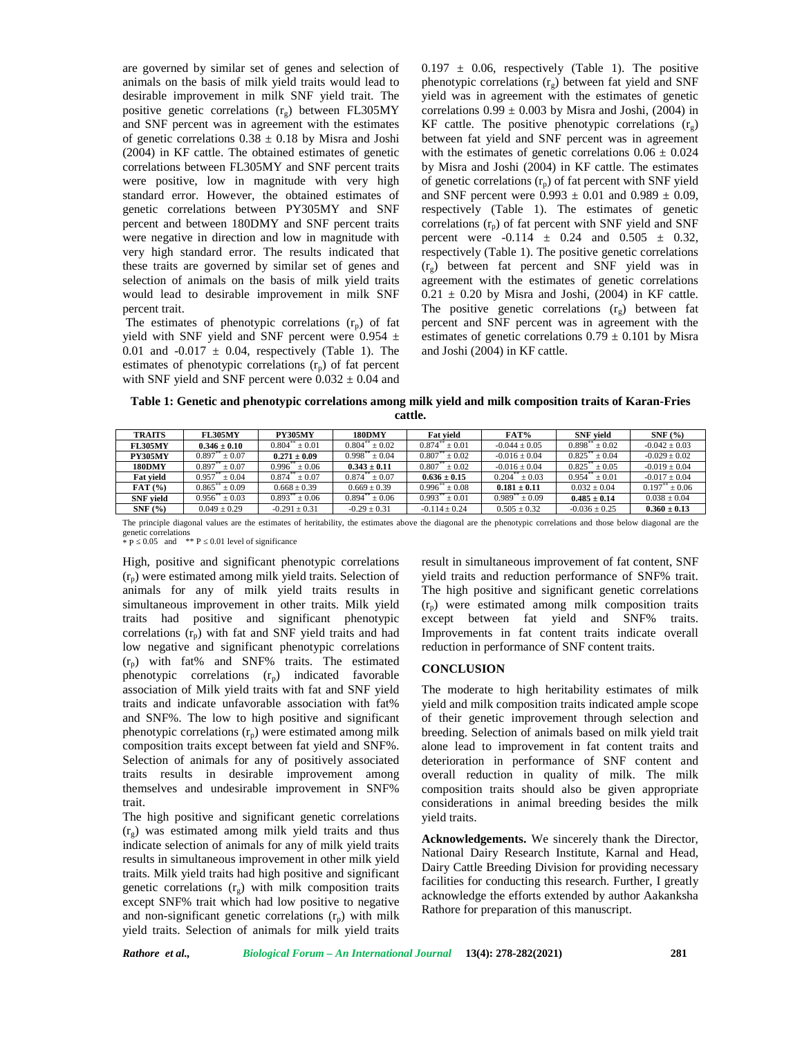are governed by similar set of genes and selection of animals on the basis of milk yield traits would lead to desirable improvement in milk SNF yield trait. The positive genetic correlations ($r_g$) between FL305MY and SNF percent was in agreement with the estimates of genetic correlations 0.38 ± 0.18 by Misra and Joshi (2004) in KF cattle. The obtained estimates of genetic correlations between FL305MY and SNF percent traits were positive, low in magnitude with very high standard error. However, the obtained estimates of genetic correlations between PY305MY and SNF percent and between 180DMY and SNF percent traits were negative in direction and low in magnitude with very high standard error. The results indicated that these traits are governed by similar set of genes and selection of animals on the basis of milk yield traits would lead to desirable improvement in milk SNF percent trait.

The estimates of phenotypic correlations ($r_p$) of fat yield with SNF yield and SNF percent were 0.954 ± 0.01 and -0.017 ± 0.04, respectively (Table 1). The estimates of phenotypic correlations ($r_p$) of fat percent with SNF yield and SNF percent were 0.032 ± 0.04 and 0.197 ± 0.06, respectively (Table 1). The positive phenotypic correlations ($r_g$) between fat yield and SNF yield was in agreement with the estimates of genetic correlations 0.99 ± 0.003 by Misra and Joshi, (2004) in KF cattle. The positive phenotypic correlations ($r_g$) between fat yield and SNF percent was in agreement with the estimates of genetic correlations 0.06 ± 0.024 by Misra and Joshi (2004) in KF cattle. The estimates of genetic correlations ($r_p$) of fat percent with SNF yield and SNF percent were 0.993 ± 0.01 and 0.989 ± 0.09, respectively (Table 1). The estimates of genetic correlations ($r_p$) of fat percent with SNF yield and SNF percent were -0.114 ± 0.24 and 0.505 ± 0.32, respectively (Table 1). The positive genetic correlations ($r_g$) between fat percent and SNF yield was in agreement with the estimates of genetic correlations 0.21 ± 0.20 by Misra and Joshi, (2004) in KF cattle. The positive genetic correlations ($r_g$) between fat percent and SNF percent was in agreement with the estimates of genetic correlations 0.79 ± 0.101 by Misra and Joshi (2004) in KF cattle.

**Table 1: Genetic and phenotypic correlations among milk yield and milk composition traits of Karan-Fries cattle.**

| TRAITS | FL305MY | PY305MY | 180DMY | Fat yield | FAT% | SNF yield | SNF (%) |
|---|---|---|---|---|---|---|---|
| **FL305MY** | **0.346 ± 0.10** | 0.804** ± 0.01 | 0.804** ± 0.02 | 0.874** ± 0.01 | -0.044 ± 0.05 | 0.898** ± 0.02 | -0.042 ± 0.03 |
| **PY305MY** | 0.897** ± 0.07 | **0.271 ± 0.09** | 0.998** ± 0.04 | 0.807** ± 0.02 | -0.016 ± 0.04 | 0.825** ± 0.04 | -0.029 ± 0.02 |
| **180DMY** | 0.897** ± 0.07 | 0.996** ± 0.06 | **0.343 ± 0.11** | 0.807** ± 0.02 | -0.016 ± 0.04 | 0.825** ± 0.05 | -0.019 ± 0.04 |
| **Fat yield** | 0.957** ± 0.04 | 0.874** ± 0.07 | 0.874** ± 0.07 | **0.636 ± 0.15** | 0.204** ± 0.03 | 0.954** ± 0.01 | -0.017 ± 0.04 |
| **FAT (%)** | 0.865** ± 0.09 | 0.668 ± 0.39 | 0.669 ± 0.39 | 0.996** ± 0.08 | **0.181 ± 0.11** | 0.032 ± 0.04 | 0.197** ± 0.06 |
| **SNF yield** | 0.956** ± 0.03 | 0.893** ± 0.06 | 0.894** ± 0.06 | 0.993** ± 0.01 | 0.989** ± 0.09 | **0.485 ± 0.14** | 0.038 ± 0.04 |
| **SNF (%)** | 0.049 ± 0.29 | -0.291 ± 0.31 | -0.29 ± 0.31 | -0.114 ± 0.24 | 0.505 ± 0.32 | -0.036 ± 0.25 | **0.360 ± 0.13** |

The principle diagonal values are the estimates of heritability, the estimates above the diagonal are the phenotypic correlations and those below diagonal are the genetic correlations
* $P \leq 0.05$ and ** $P \leq 0.01$ level of significance

High, positive and significant phenotypic correlations ($r_p$) were estimated among milk yield traits. Selection of animals for any of milk yield traits results in simultaneous improvement in other traits. Milk yield traits had positive and significant phenotypic correlations ($r_p$) with fat and SNF yield traits and had low negative and significant phenotypic correlations ($r_p$) with fat% and SNF% traits. The estimated phenotypic correlations ($r_p$) indicated favorable association of Milk yield traits with fat and SNF yield traits and indicate unfavorable association with fat% and SNF%. The low to high positive and significant phenotypic correlations ($r_p$) were estimated among milk composition traits except between fat yield and SNF%. Selection of animals for any of positively associated traits results in desirable improvement among themselves and undesirable improvement in SNF% trait.

The high positive and significant genetic correlations ($r_g$) was estimated among milk yield traits and thus indicate selection of animals for any of milk yield traits results in simultaneous improvement in other milk yield traits. Milk yield traits had high positive and significant genetic correlations ($r_g$) with milk composition traits except SNF% trait which had low positive to negative and non-significant genetic correlations ($r_p$) with milk yield traits. Selection of animals for milk yield traits result in simultaneous improvement of fat content, SNF yield traits and reduction performance of SNF% trait. The high positive and significant genetic correlations ($r_p$) were estimated among milk composition traits except between fat yield and SNF% traits. Improvements in fat content traits indicate overall reduction in performance of SNF content traits.

## CONCLUSION

The moderate to high heritability estimates of milk yield and milk composition traits indicated ample scope of their genetic improvement through selection and breeding. Selection of animals based on milk yield trait alone lead to improvement in fat content traits and deterioration in performance of SNF content and overall reduction in quality of milk. The milk composition traits should also be given appropriate considerations in animal breeding besides the milk yield traits.

**Acknowledgements.** We sincerely thank the Director, National Dairy Research Institute, Karnal and Head, Dairy Cattle Breeding Division for providing necessary facilities for conducting this research. Further, I greatly acknowledge the efforts extended by author Aakanksha Rathore for preparation of this manuscript.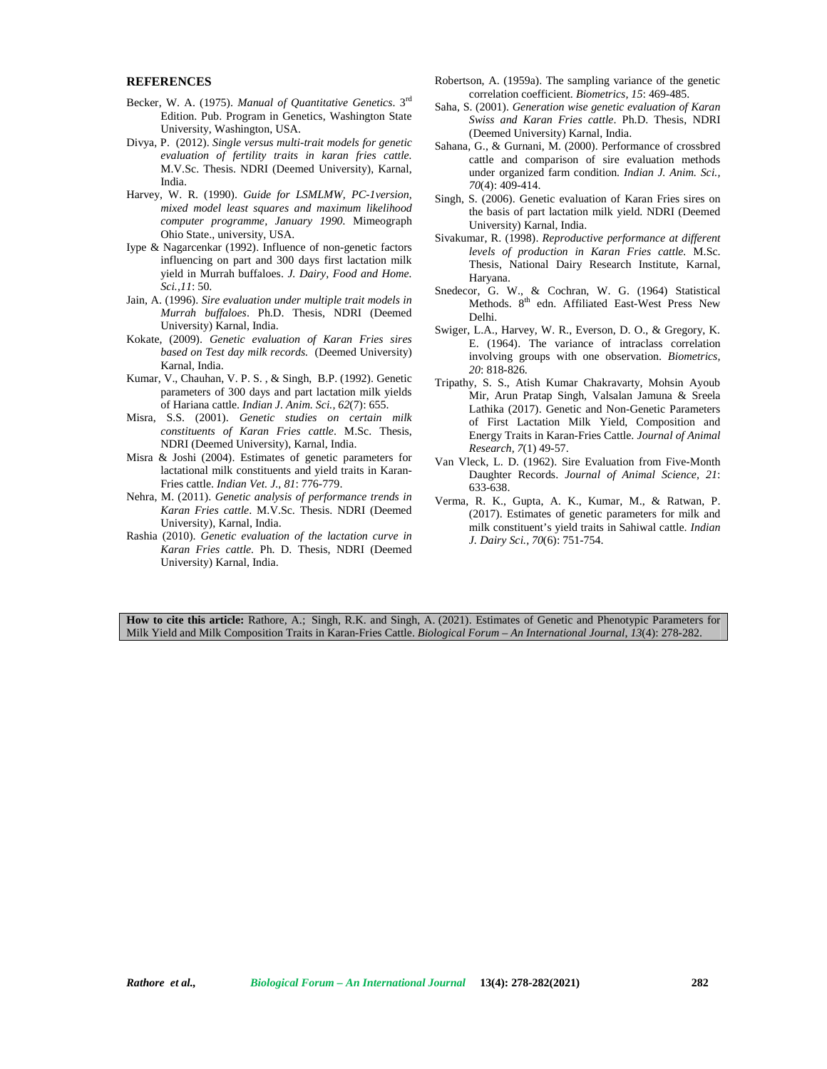## REFERENCES

Becker, W. A. (1975). *Manual of Quantitative Genetics*. 3rd Edition. Pub. Program in Genetics, Washington State University, Washington, USA.

Divya, P. (2012). *Single versus multi-trait models for genetic evaluation of fertility traits in karan fries cattle.* M.V.Sc. Thesis. NDRI (Deemed University), Karnal, India.

Harvey, W. R. (1990). *Guide for LSMLMW, PC-1version, mixed model least squares and maximum likelihood computer programme, January 1990.* Mimeograph Ohio State., university, USA.

Iype & Nagarcenkar (1992). Influence of non-genetic factors influencing on part and 300 days first lactation milk yield in Murrah buffaloes. *J. Dairy, Food and Home. Sci.,11*: 50.

Jain, A. (1996). *Sire evaluation under multiple trait models in Murrah buffaloes*. Ph.D. Thesis, NDRI (Deemed University) Karnal, India.

Kokate, (2009). *Genetic evaluation of Karan Fries sires based on Test day milk records.* (Deemed University) Karnal, India.

Kumar, V., Chauhan, V. P. S. , & Singh, B.P. (1992). Genetic parameters of 300 days and part lactation milk yields of Hariana cattle. *Indian J. Anim. Sci., 62*(7): 655.

Misra, S.S. (2001). *Genetic studies on certain milk constituents of Karan Fries cattle*. M.Sc. Thesis, NDRI (Deemed University), Karnal, India.

Misra & Joshi (2004). Estimates of genetic parameters for lactational milk constituents and yield traits in Karan-Fries cattle. *Indian Vet. J., 81*: 776-779.

Nehra, M. (2011). *Genetic analysis of performance trends in Karan Fries cattle*. M.V.Sc. Thesis. NDRI (Deemed University), Karnal, India.

Rashia (2010). *Genetic evaluation of the lactation curve in Karan Fries cattle.* Ph. D. Thesis, NDRI (Deemed University) Karnal, India.

Robertson, A. (1959a). The sampling variance of the genetic correlation coefficient. *Biometrics, 15*: 469-485.

Saha, S. (2001). *Generation wise genetic evaluation of Karan Swiss and Karan Fries cattle*. Ph.D. Thesis, NDRI (Deemed University) Karnal, India.

Sahana, G., & Gurnani, M. (2000). Performance of crossbred cattle and comparison of sire evaluation methods under organized farm condition. *Indian J. Anim. Sci., 70*(4): 409-414.

Singh, S. (2006). Genetic evaluation of Karan Fries sires on the basis of part lactation milk yield. NDRI (Deemed University) Karnal, India.

Sivakumar, R. (1998). *Reproductive performance at different levels of production in Karan Fries cattle.* M.Sc. Thesis, National Dairy Research Institute, Karnal, Haryana.

Snedecor, G. W., & Cochran, W. G. (1964) Statistical Methods. 8th edn. Affiliated East-West Press New Delhi.

Swiger, L.A., Harvey, W. R., Everson, D. O., & Gregory, K. E. (1964). The variance of intraclass correlation involving groups with one observation. *Biometrics, 20*: 818-826.

Tripathy, S. S., Atish Kumar Chakravarty, Mohsin Ayoub Mir, Arun Pratap Singh, Valsalan Jamuna & Sreela Lathika (2017). Genetic and Non-Genetic Parameters of First Lactation Milk Yield, Composition and Energy Traits in Karan-Fries Cattle. *Journal of Animal Research, 7*(1) 49-57.

Van Vleck, L. D. (1962). Sire Evaluation from Five-Month Daughter Records. *Journal of Animal Science, 21*: 633-638.

Verma, R. K., Gupta, A. K., Kumar, M., & Ratwan, P. (2017). Estimates of genetic parameters for milk and milk constituent's yield traits in Sahiwal cattle. *Indian J. Dairy Sci., 70*(6): 751-754.

**How to cite this article:** Rathore, A.; Singh, R.K. and Singh, A. (2021). Estimates of Genetic and Phenotypic Parameters for Milk Yield and Milk Composition Traits in Karan-Fries Cattle. *Biological Forum – An International Journal, 13*(4): 278-282.